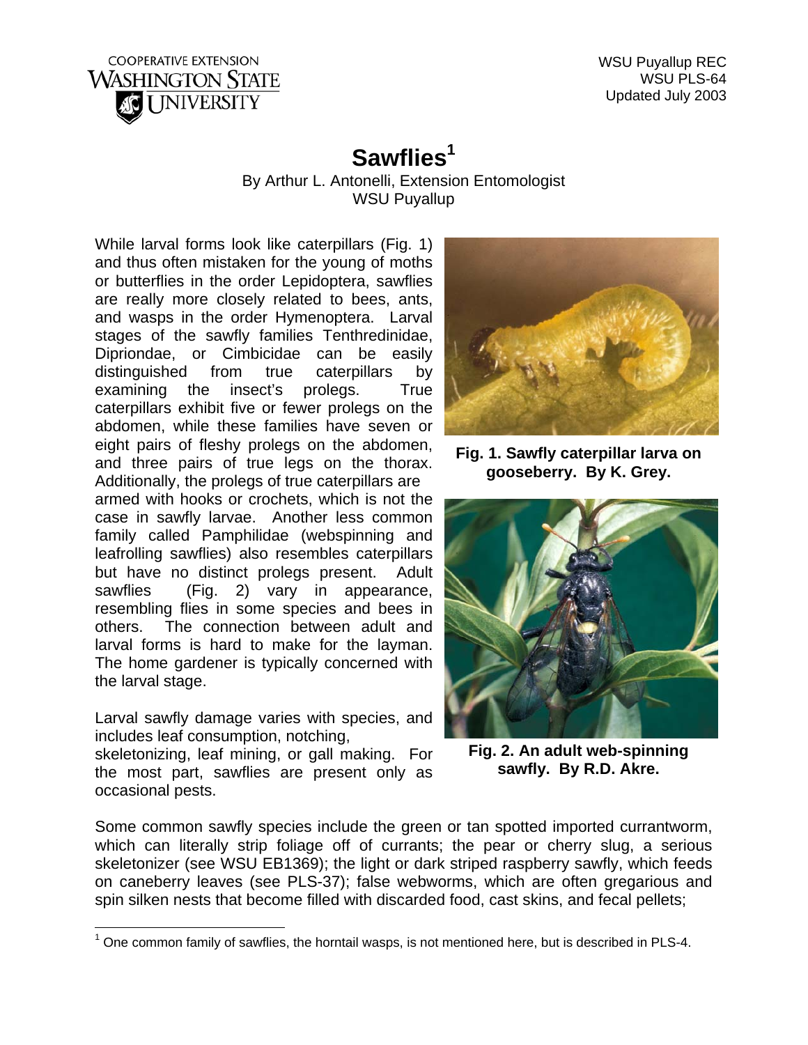COOPERATIVE EXTENSION
WASHINGTON STATE UNIVERSITY

WSU Puyallup REC
WSU PLS-64
Updated July 2003

# Sawflies[1]

By Arthur L. Antonelli, Extension Entomologist
WSU Puyallup

While larval forms look like caterpillars (Fig. 1) and thus often mistaken for the young of moths or butterflies in the order Lepidoptera, sawflies are really more closely related to bees, ants, and wasps in the order Hymenoptera. Larval stages of the sawfly families Tenthredinidae, Dipriondae, or Cimbicidae can be easily distinguished from true caterpillars by examining the insect's prolegs. True caterpillars exhibit five or fewer prolegs on the abdomen, while these families have seven or eight pairs of fleshy prolegs on the abdomen, and three pairs of true legs on the thorax. Additionally, the prolegs of true caterpillars are armed with hooks or crochets, which is not the case in sawfly larvae. Another less common family called Pamphilidae (webspinning and leafrolling sawflies) also resembles caterpillars but have no distinct prolegs present. Adult sawflies (Fig. 2) vary in appearance, resembling flies in some species and bees in others. The connection between adult and larval forms is hard to make for the layman. The home gardener is typically concerned with the larval stage.

**Fig. 1. Sawfly caterpillar larva on gooseberry. By K. Grey.**

**Fig. 2. An adult web-spinning sawfly. By R.D. Akre.**

Larval sawfly damage varies with species, and includes leaf consumption, notching, skeletonizing, leaf mining, or gall making. For the most part, sawflies are present only as occasional pests.

Some common sawfly species include the green or tan spotted imported currantworm, which can literally strip foliage off of currants; the pear or cherry slug, a serious skeletonizer (see WSU EB1369); the light or dark striped raspberry sawfly, which feeds on caneberry leaves (see PLS-37); false webworms, which are often gregarious and spin silken nests that become filled with discarded food, cast skins, and fecal pellets;

[1] One common family of sawflies, the horntail wasps, is not mentioned here, but is described in PLS-4.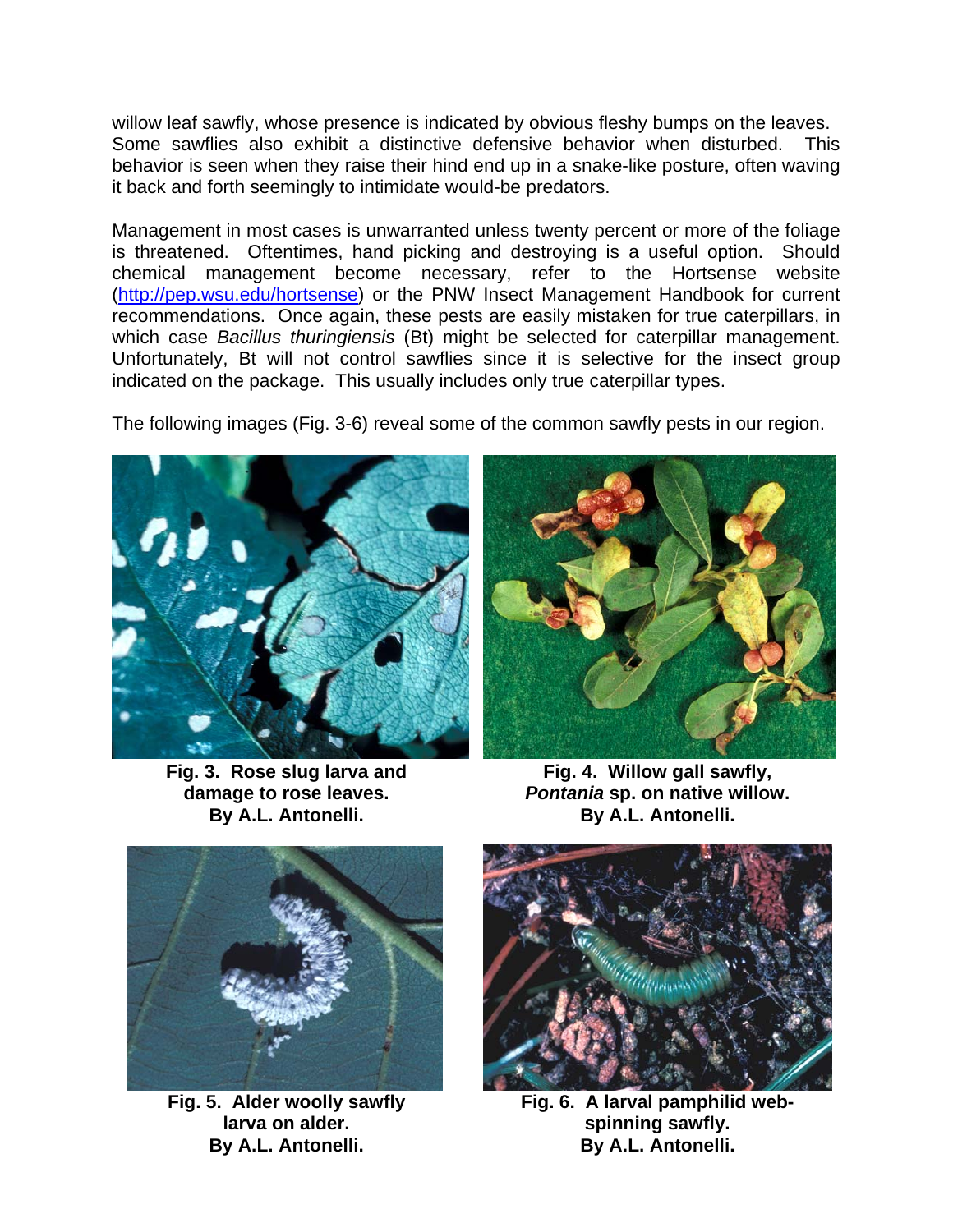willow leaf sawfly, whose presence is indicated by obvious fleshy bumps on the leaves. Some sawflies also exhibit a distinctive defensive behavior when disturbed. This behavior is seen when they raise their hind end up in a snake-like posture, often waving it back and forth seemingly to intimidate would-be predators.

Management in most cases is unwarranted unless twenty percent or more of the foliage is threatened. Oftentimes, hand picking and destroying is a useful option. Should chemical management become necessary, refer to the Hortsense website (http://pep.wsu.edu/hortsense) or the PNW Insect Management Handbook for current recommendations. Once again, these pests are easily mistaken for true caterpillars, in which case *Bacillus thuringiensis* (Bt) might be selected for caterpillar management. Unfortunately, Bt will not control sawflies since it is selective for the insect group indicated on the package. This usually includes only true caterpillar types.

The following images (Fig. 3-6) reveal some of the common sawfly pests in our region.

**Fig. 3. Rose slug larva and damage to rose leaves. By A.L. Antonelli.**

**Fig. 4. Willow gall sawfly, *Pontania* sp. on native willow. By A.L. Antonelli.**

**Fig. 5. Alder woolly sawfly larva on alder. By A.L. Antonelli.**

**Fig. 6. A larval pamphilid web-spinning sawfly. By A.L. Antonelli.**